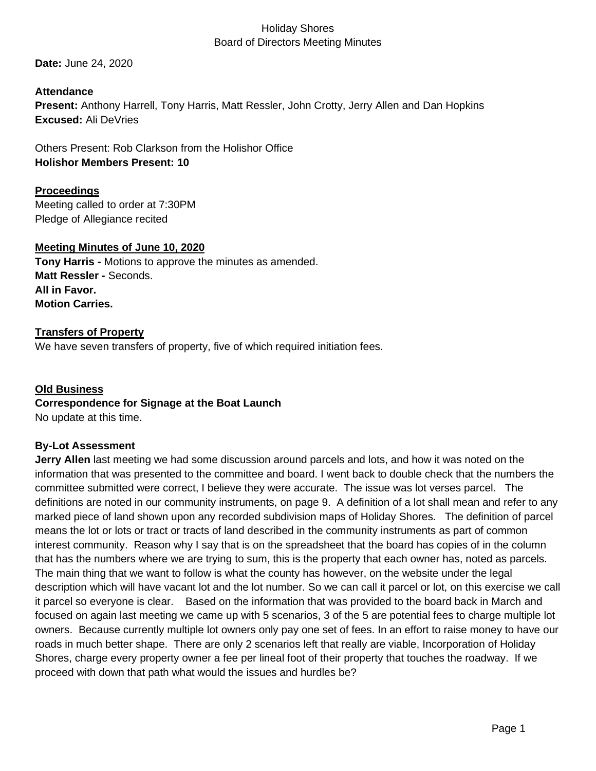# Holiday Shores
## Board of Directors Meeting Minutes

**Date:** June 24, 2020

**Attendance**
**Present:** Anthony Harrell, Tony Harris, Matt Ressler, John Crotty, Jerry Allen and Dan Hopkins
**Excused:** Ali DeVries

Others Present: Rob Clarkson from the Holishor Office
**Holishor Members Present: 10**

**Proceedings**
Meeting called to order at 7:30PM
Pledge of Allegiance recited

**Meeting Minutes of June 10, 2020**
**Tony Harris -** Motions to approve the minutes as amended.
**Matt Ressler -** Seconds.
**All in Favor.**
**Motion Carries.**

**Transfers of Property**
We have seven transfers of property, five of which required initiation fees.

**Old Business**
**Correspondence for Signage at the Boat Launch**
No update at this time.

**By-Lot Assessment**
**Jerry Allen** last meeting we had some discussion around parcels and lots, and how it was noted on the information that was presented to the committee and board. I went back to double check that the numbers the committee submitted were correct, I believe they were accurate. The issue was lot verses parcel. The definitions are noted in our community instruments, on page 9. A definition of a lot shall mean and refer to any marked piece of land shown upon any recorded subdivision maps of Holiday Shores. The definition of parcel means the lot or lots or tract or tracts of land described in the community instruments as part of common interest community. Reason why I say that is on the spreadsheet that the board has copies of in the column that has the numbers where we are trying to sum, this is the property that each owner has, noted as parcels. The main thing that we want to follow is what the county has however, on the website under the legal description which will have vacant lot and the lot number. So we can call it parcel or lot, on this exercise we call it parcel so everyone is clear. Based on the information that was provided to the board back in March and focused on again last meeting we came up with 5 scenarios, 3 of the 5 are potential fees to charge multiple lot owners. Because currently multiple lot owners only pay one set of fees. In an effort to raise money to have our roads in much better shape. There are only 2 scenarios left that really are viable, Incorporation of Holiday Shores, charge every property owner a fee per lineal foot of their property that touches the roadway. If we proceed with down that path what would the issues and hurdles be?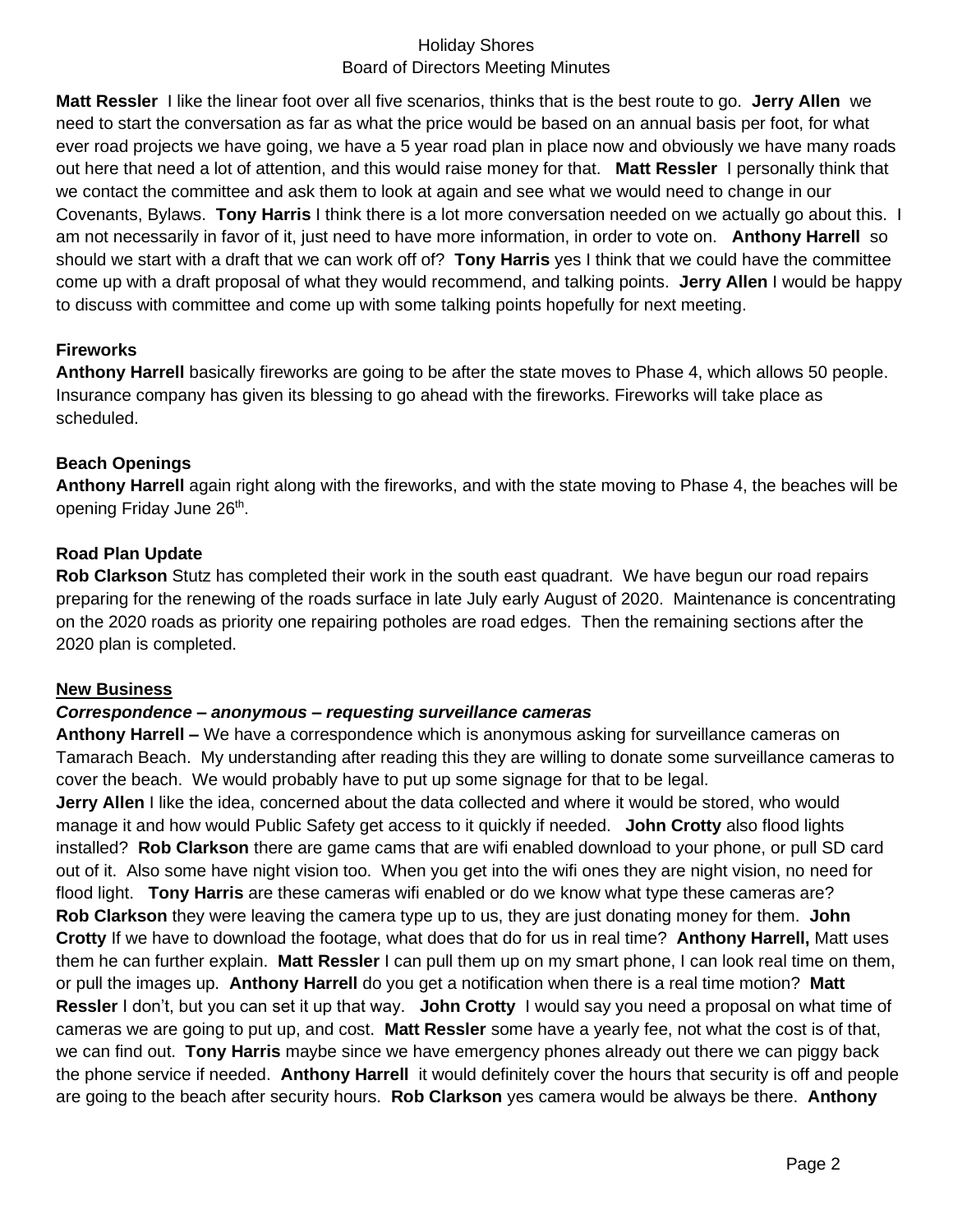**Matt Ressler** I like the linear foot over all five scenarios, thinks that is the best route to go. **Jerry Allen** we need to start the conversation as far as what the price would be based on an annual basis per foot, for what ever road projects we have going, we have a 5 year road plan in place now and obviously we have many roads out here that need a lot of attention, and this would raise money for that. **Matt Ressler** I personally think that we contact the committee and ask them to look at again and see what we would need to change in our Covenants, Bylaws. **Tony Harris** I think there is a lot more conversation needed on we actually go about this. I am not necessarily in favor of it, just need to have more information, in order to vote on. **Anthony Harrell** so should we start with a draft that we can work off of? **Tony Harris** yes I think that we could have the committee come up with a draft proposal of what they would recommend, and talking points. **Jerry Allen** I would be happy to discuss with committee and come up with some talking points hopefully for next meeting.

**Fireworks**

**Anthony Harrell** basically fireworks are going to be after the state moves to Phase 4, which allows 50 people. Insurance company has given its blessing to go ahead with the fireworks. Fireworks will take place as scheduled.

**Beach Openings**

**Anthony Harrell** again right along with the fireworks, and with the state moving to Phase 4, the beaches will be opening Friday June 26th.

**Road Plan Update**

**Rob Clarkson** Stutz has completed their work in the south east quadrant. We have begun our road repairs preparing for the renewing of the roads surface in late July early August of 2020. Maintenance is concentrating on the 2020 roads as priority one repairing potholes are road edges. Then the remaining sections after the 2020 plan is completed.

**New Business**

***Correspondence – anonymous – requesting surveillance cameras***

**Anthony Harrell –** We have a correspondence which is anonymous asking for surveillance cameras on Tamarach Beach. My understanding after reading this they are willing to donate some surveillance cameras to cover the beach. We would probably have to put up some signage for that to be legal.

**Jerry Allen** I like the idea, concerned about the data collected and where it would be stored, who would manage it and how would Public Safety get access to it quickly if needed. **John Crotty** also flood lights installed? **Rob Clarkson** there are game cams that are wifi enabled download to your phone, or pull SD card out of it. Also some have night vision too. When you get into the wifi ones they are night vision, no need for flood light. **Tony Harris** are these cameras wifi enabled or do we know what type these cameras are? **Rob Clarkson** they were leaving the camera type up to us, they are just donating money for them. **John Crotty** If we have to download the footage, what does that do for us in real time? **Anthony Harrell,** Matt uses them he can further explain. **Matt Ressler** I can pull them up on my smart phone, I can look real time on them, or pull the images up. **Anthony Harrell** do you get a notification when there is a real time motion? **Matt Ressler** I don't, but you can set it up that way. **John Crotty** I would say you need a proposal on what time of cameras we are going to put up, and cost. **Matt Ressler** some have a yearly fee, not what the cost is of that, we can find out. **Tony Harris** maybe since we have emergency phones already out there we can piggy back the phone service if needed. **Anthony Harrell** it would definitely cover the hours that security is off and people are going to the beach after security hours. **Rob Clarkson** yes camera would be always be there. **Anthony**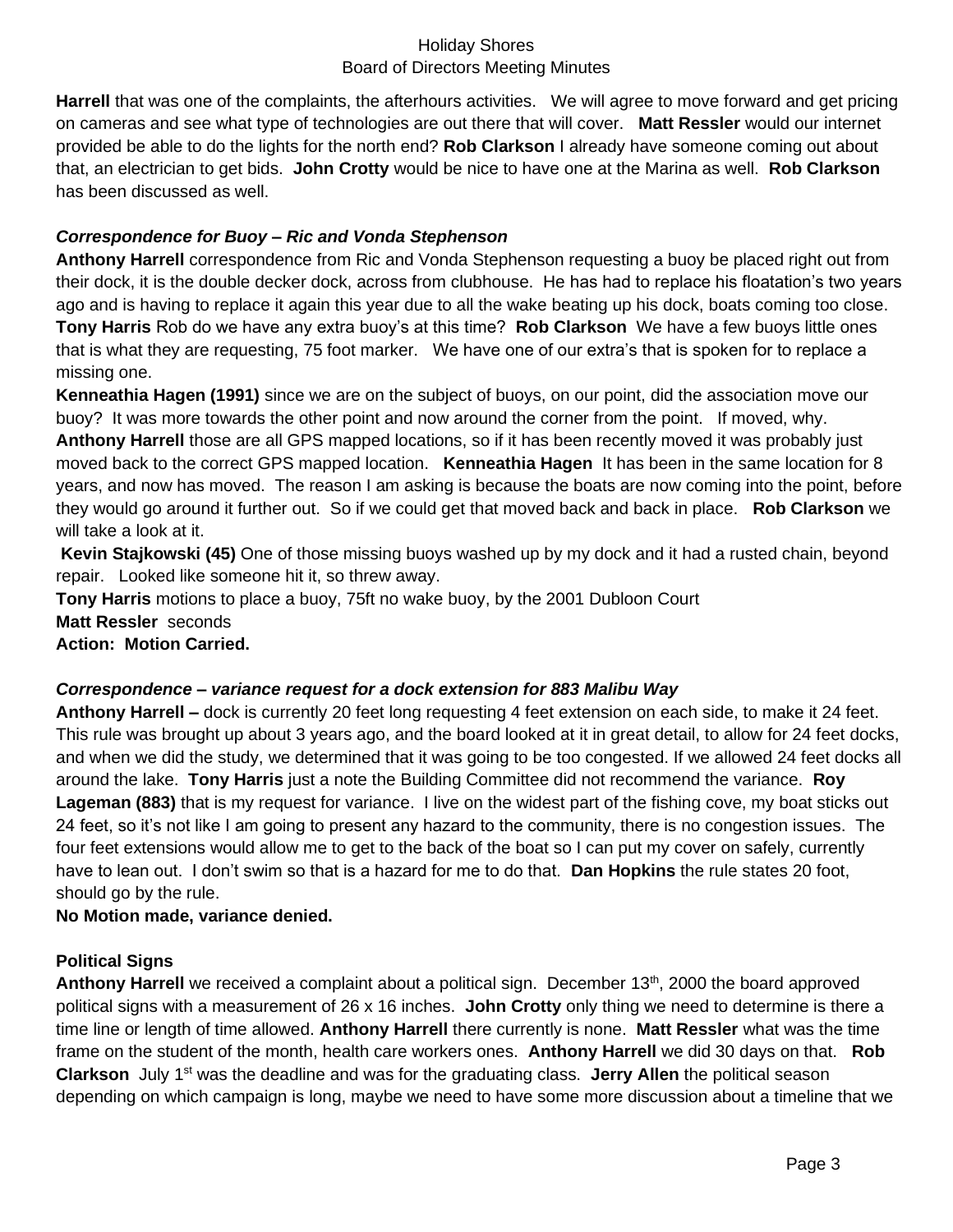**Harrell** that was one of the complaints, the afterhours activities. We will agree to move forward and get pricing on cameras and see what type of technologies are out there that will cover. **Matt Ressler** would our internet provided be able to do the lights for the north end? **Rob Clarkson** I already have someone coming out about that, an electrician to get bids. **John Crotty** would be nice to have one at the Marina as well. **Rob Clarkson** has been discussed as well.

### *Correspondence for Buoy – Ric and Vonda Stephenson*

**Anthony Harrell** correspondence from Ric and Vonda Stephenson requesting a buoy be placed right out from their dock, it is the double decker dock, across from clubhouse. He has had to replace his floatation's two years ago and is having to replace it again this year due to all the wake beating up his dock, boats coming too close. **Tony Harris** Rob do we have any extra buoy's at this time? **Rob Clarkson** We have a few buoys little ones that is what they are requesting, 75 foot marker. We have one of our extra's that is spoken for to replace a missing one.

**Kenneathia Hagen (1991)** since we are on the subject of buoys, on our point, did the association move our buoy? It was more towards the other point and now around the corner from the point. If moved, why.

**Anthony Harrell** those are all GPS mapped locations, so if it has been recently moved it was probably just moved back to the correct GPS mapped location. **Kenneathia Hagen** It has been in the same location for 8 years, and now has moved. The reason I am asking is because the boats are now coming into the point, before they would go around it further out. So if we could get that moved back and back in place. **Rob Clarkson** we will take a look at it.

**Kevin Stajkowski (45)** One of those missing buoys washed up by my dock and it had a rusted chain, beyond repair. Looked like someone hit it, so threw away.

**Tony Harris** motions to place a buoy, 75ft no wake buoy, by the 2001 Dubloon Court

**Matt Ressler** seconds

**Action: Motion Carried.**

### *Correspondence – variance request for a dock extension for 883 Malibu Way*

**Anthony Harrell –** dock is currently 20 feet long requesting 4 feet extension on each side, to make it 24 feet. This rule was brought up about 3 years ago, and the board looked at it in great detail, to allow for 24 feet docks, and when we did the study, we determined that it was going to be too congested. If we allowed 24 feet docks all around the lake. **Tony Harris** just a note the Building Committee did not recommend the variance. **Roy Lageman (883)** that is my request for variance. I live on the widest part of the fishing cove, my boat sticks out 24 feet, so it's not like I am going to present any hazard to the community, there is no congestion issues. The four feet extensions would allow me to get to the back of the boat so I can put my cover on safely, currently have to lean out. I don't swim so that is a hazard for me to do that. **Dan Hopkins** the rule states 20 foot, should go by the rule.

**No Motion made, variance denied.**

### Political Signs

**Anthony Harrell** we received a complaint about a political sign. December 13th, 2000 the board approved political signs with a measurement of 26 x 16 inches. **John Crotty** only thing we need to determine is there a time line or length of time allowed. **Anthony Harrell** there currently is none. **Matt Ressler** what was the time frame on the student of the month, health care workers ones. **Anthony Harrell** we did 30 days on that. **Rob Clarkson** July 1st was the deadline and was for the graduating class. **Jerry Allen** the political season depending on which campaign is long, maybe we need to have some more discussion about a timeline that we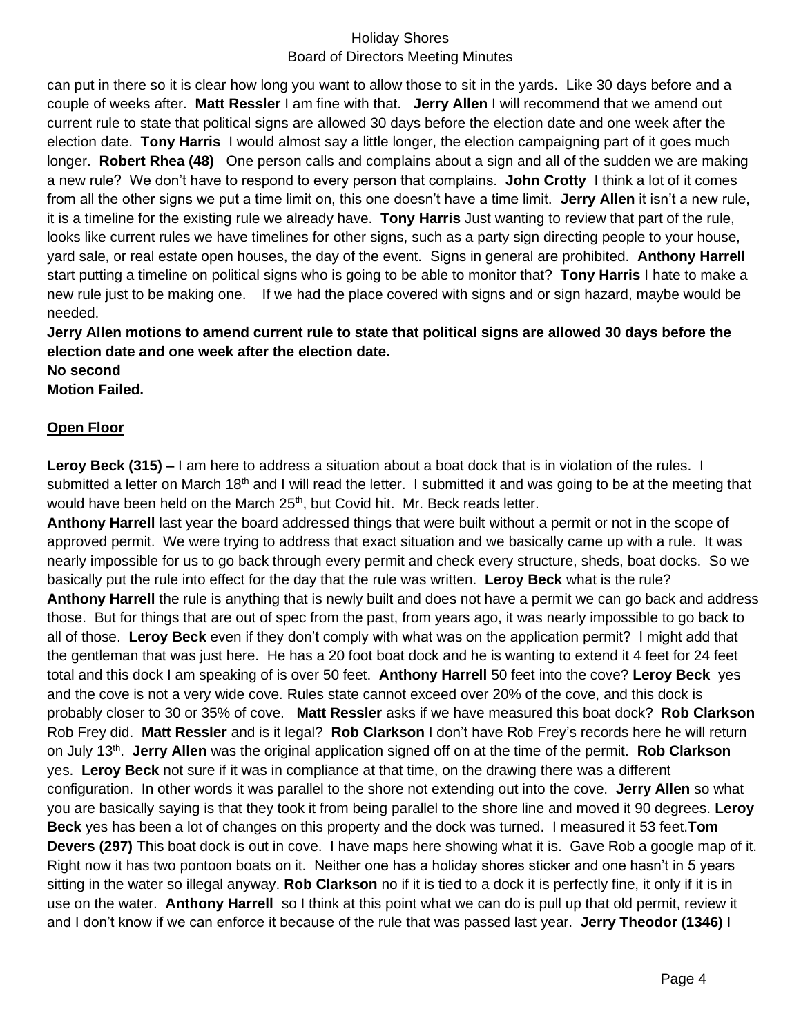can put in there so it is clear how long you want to allow those to sit in the yards. Like 30 days before and a couple of weeks after. **Matt Ressler** I am fine with that. **Jerry Allen** I will recommend that we amend out current rule to state that political signs are allowed 30 days before the election date and one week after the election date. **Tony Harris** I would almost say a little longer, the election campaigning part of it goes much longer. **Robert Rhea (48)** One person calls and complains about a sign and all of the sudden we are making a new rule? We don't have to respond to every person that complains. **John Crotty** I think a lot of it comes from all the other signs we put a time limit on, this one doesn't have a time limit. **Jerry Allen** it isn't a new rule, it is a timeline for the existing rule we already have. **Tony Harris** Just wanting to review that part of the rule, looks like current rules we have timelines for other signs, such as a party sign directing people to your house, yard sale, or real estate open houses, the day of the event. Signs in general are prohibited. **Anthony Harrell** start putting a timeline on political signs who is going to be able to monitor that? **Tony Harris** I hate to make a new rule just to be making one. If we had the place covered with signs and or sign hazard, maybe would be needed.

**Jerry Allen motions to amend current rule to state that political signs are allowed 30 days before the election date and one week after the election date.**
**No second**
**Motion Failed.**

## Open Floor

**Leroy Beck (315) –** I am here to address a situation about a boat dock that is in violation of the rules. I submitted a letter on March 18th and I will read the letter. I submitted it and was going to be at the meeting that would have been held on the March 25th, but Covid hit. Mr. Beck reads letter.

**Anthony Harrell** last year the board addressed things that were built without a permit or not in the scope of approved permit. We were trying to address that exact situation and we basically came up with a rule. It was nearly impossible for us to go back through every permit and check every structure, sheds, boat docks. So we basically put the rule into effect for the day that the rule was written. **Leroy Beck** what is the rule? **Anthony Harrell** the rule is anything that is newly built and does not have a permit we can go back and address those. But for things that are out of spec from the past, from years ago, it was nearly impossible to go back to all of those. **Leroy Beck** even if they don't comply with what was on the application permit? I might add that the gentleman that was just here. He has a 20 foot boat dock and he is wanting to extend it 4 feet for 24 feet total and this dock I am speaking of is over 50 feet. **Anthony Harrell** 50 feet into the cove? **Leroy Beck** yes and the cove is not a very wide cove. Rules state cannot exceed over 20% of the cove, and this dock is probably closer to 30 or 35% of cove. **Matt Ressler** asks if we have measured this boat dock? **Rob Clarkson** Rob Frey did. **Matt Ressler** and is it legal? **Rob Clarkson** I don't have Rob Frey's records here he will return on July 13th. **Jerry Allen** was the original application signed off on at the time of the permit. **Rob Clarkson** yes. **Leroy Beck** not sure if it was in compliance at that time, on the drawing there was a different configuration. In other words it was parallel to the shore not extending out into the cove. **Jerry Allen** so what you are basically saying is that they took it from being parallel to the shore line and moved it 90 degrees. **Leroy Beck** yes has been a lot of changes on this property and the dock was turned. I measured it 53 feet. **Tom Devers (297)** This boat dock is out in cove. I have maps here showing what it is. Gave Rob a google map of it. Right now it has two pontoon boats on it. Neither one has a holiday shores sticker and one hasn't in 5 years sitting in the water so illegal anyway. **Rob Clarkson** no if it is tied to a dock it is perfectly fine, it only if it is in use on the water. **Anthony Harrell** so I think at this point what we can do is pull up that old permit, review it and I don't know if we can enforce it because of the rule that was passed last year. **Jerry Theodor (1346)** I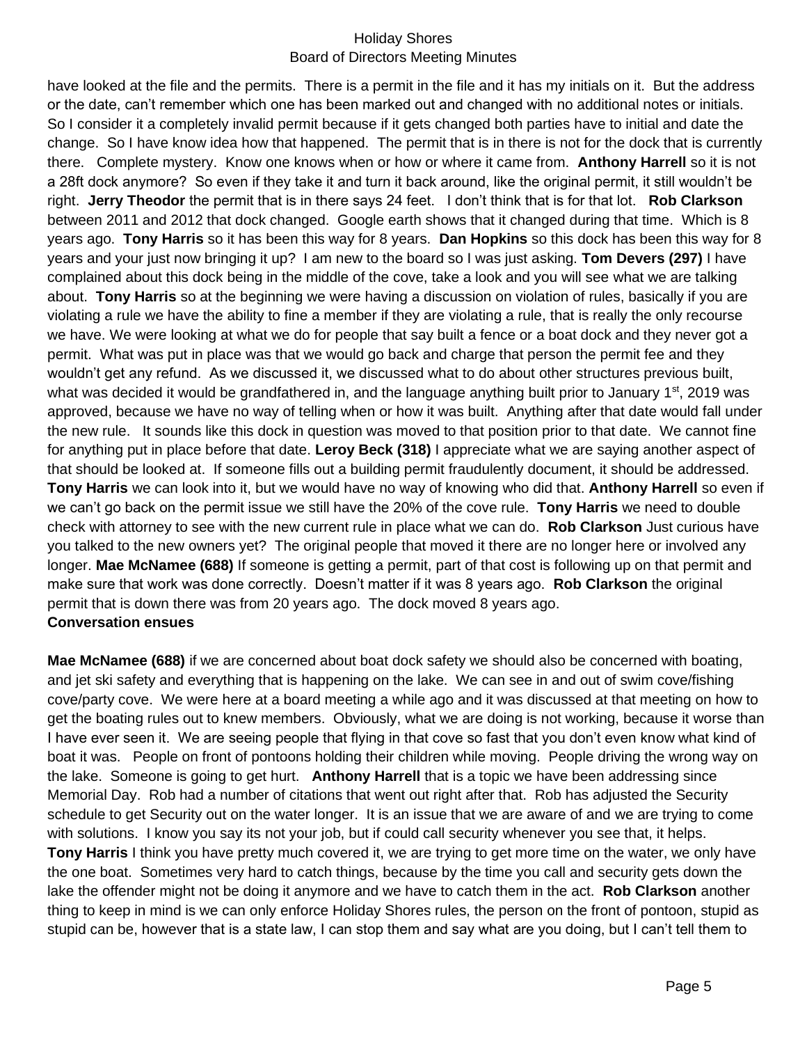have looked at the file and the permits. There is a permit in the file and it has my initials on it. But the address or the date, can't remember which one has been marked out and changed with no additional notes or initials. So I consider it a completely invalid permit because if it gets changed both parties have to initial and date the change. So I have know idea how that happened. The permit that is in there is not for the dock that is currently there. Complete mystery. Know one knows when or how or where it came from. **Anthony Harrell** so it is not a 28ft dock anymore? So even if they take it and turn it back around, like the original permit, it still wouldn't be right. **Jerry Theodor** the permit that is in there says 24 feet. I don't think that is for that lot. **Rob Clarkson** between 2011 and 2012 that dock changed. Google earth shows that it changed during that time. Which is 8 years ago. **Tony Harris** so it has been this way for 8 years. **Dan Hopkins** so this dock has been this way for 8 years and your just now bringing it up? I am new to the board so I was just asking. **Tom Devers (297)** I have complained about this dock being in the middle of the cove, take a look and you will see what we are talking about. **Tony Harris** so at the beginning we were having a discussion on violation of rules, basically if you are violating a rule we have the ability to fine a member if they are violating a rule, that is really the only recourse we have. We were looking at what we do for people that say built a fence or a boat dock and they never got a permit. What was put in place was that we would go back and charge that person the permit fee and they wouldn't get any refund. As we discussed it, we discussed what to do about other structures previous built, what was decided it would be grandfathered in, and the language anything built prior to January 1st, 2019 was approved, because we have no way of telling when or how it was built. Anything after that date would fall under the new rule. It sounds like this dock in question was moved to that position prior to that date. We cannot fine for anything put in place before that date. **Leroy Beck (318)** I appreciate what we are saying another aspect of that should be looked at. If someone fills out a building permit fraudulently document, it should be addressed. **Tony Harris** we can look into it, but we would have no way of knowing who did that. **Anthony Harrell** so even if we can't go back on the permit issue we still have the 20% of the cove rule. **Tony Harris** we need to double check with attorney to see with the new current rule in place what we can do. **Rob Clarkson** Just curious have you talked to the new owners yet? The original people that moved it there are no longer here or involved any longer. **Mae McNamee (688)** If someone is getting a permit, part of that cost is following up on that permit and make sure that work was done correctly. Doesn't matter if it was 8 years ago. **Rob Clarkson** the original permit that is down there was from 20 years ago. The dock moved 8 years ago.
**Conversation ensues**

**Mae McNamee (688)** if we are concerned about boat dock safety we should also be concerned with boating, and jet ski safety and everything that is happening on the lake. We can see in and out of swim cove/fishing cove/party cove. We were here at a board meeting a while ago and it was discussed at that meeting on how to get the boating rules out to knew members. Obviously, what we are doing is not working, because it worse than I have ever seen it. We are seeing people that flying in that cove so fast that you don't even know what kind of boat it was. People on front of pontoons holding their children while moving. People driving the wrong way on the lake. Someone is going to get hurt. **Anthony Harrell** that is a topic we have been addressing since Memorial Day. Rob had a number of citations that went out right after that. Rob has adjusted the Security schedule to get Security out on the water longer. It is an issue that we are aware of and we are trying to come with solutions. I know you say its not your job, but if could call security whenever you see that, it helps. **Tony Harris** I think you have pretty much covered it, we are trying to get more time on the water, we only have the one boat. Sometimes very hard to catch things, because by the time you call and security gets down the lake the offender might not be doing it anymore and we have to catch them in the act. **Rob Clarkson** another thing to keep in mind is we can only enforce Holiday Shores rules, the person on the front of pontoon, stupid as stupid can be, however that is a state law, I can stop them and say what are you doing, but I can't tell them to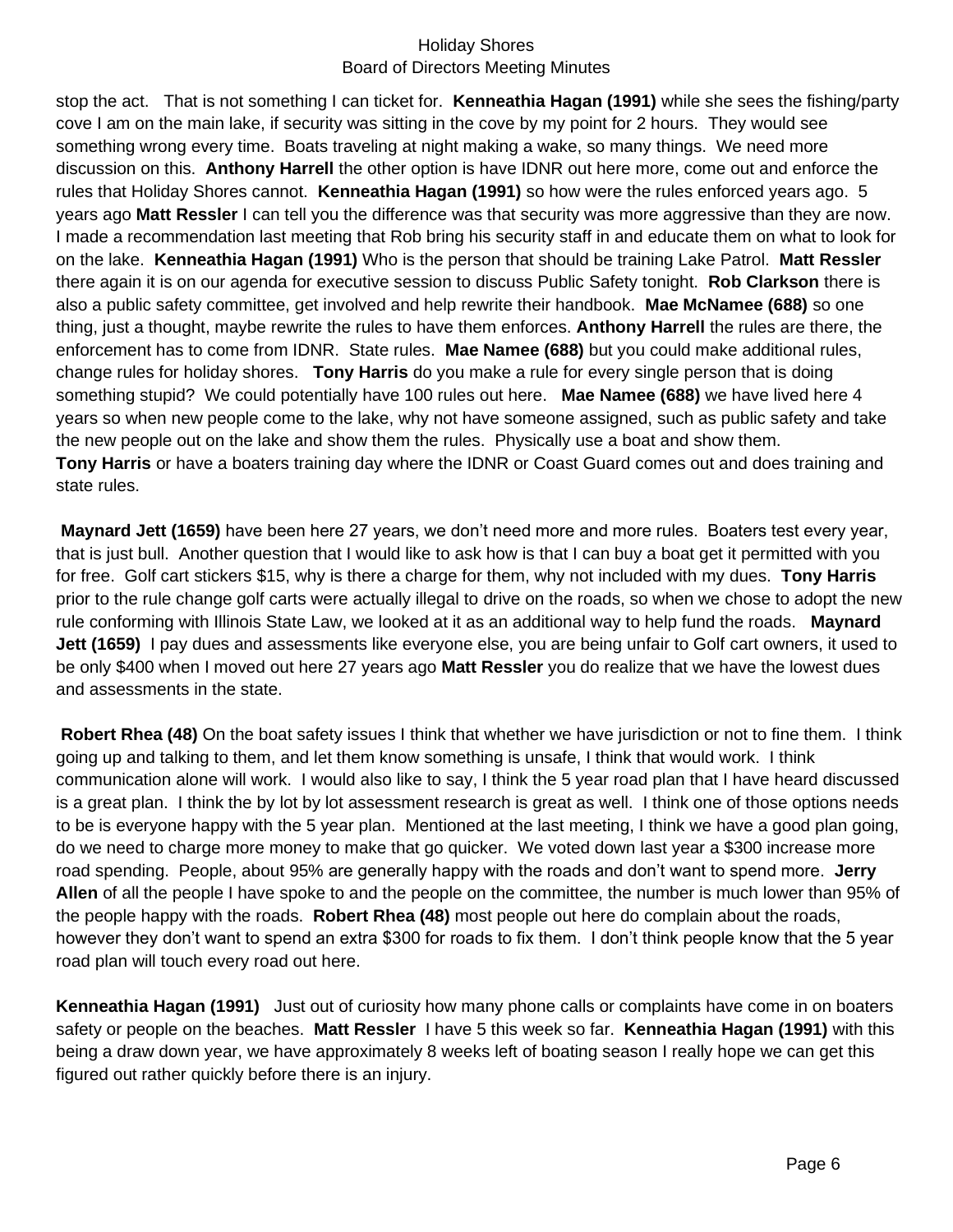stop the act.   That is not something I can ticket for.  **Kenneathia Hagan (1991)** while she sees the fishing/party cove I am on the main lake, if security was sitting in the cove by my point for 2 hours.  They would see something wrong every time.  Boats traveling at night making a wake, so many things.  We need more discussion on this.  **Anthony Harrell** the other option is have IDNR out here more, come out and enforce the rules that Holiday Shores cannot.  **Kenneathia Hagan (1991)** so how were the rules enforced years ago.  5 years ago **Matt Ressler** I can tell you the difference was that security was more aggressive than they are now.  I made a recommendation last meeting that Rob bring his security staff in and educate them on what to look for on the lake.  **Kenneathia Hagan (1991)** Who is the person that should be training Lake Patrol.  **Matt Ressler** there again it is on our agenda for executive session to discuss Public Safety tonight.  **Rob Clarkson** there is also a public safety committee, get involved and help rewrite their handbook.  **Mae McNamee (688)** so one thing, just a thought, maybe rewrite the rules to have them enforces. **Anthony Harrell** the rules are there, the enforcement has to come from IDNR.  State rules.  **Mae Namee (688)** but you could make additional rules, change rules for holiday shores.   **Tony Harris** do you make a rule for every single person that is doing something stupid?  We could potentially have 100 rules out here.   **Mae Namee (688)** we have lived here 4 years so when new people come to the lake, why not have someone assigned, such as public safety and take the new people out on the lake and show them the rules.  Physically use a boat and show them.
**Tony Harris** or have a boaters training day where the IDNR or Coast Guard comes out and does training and state rules.

**Maynard Jett (1659)** have been here 27 years, we don't need more and more rules.  Boaters test every year, that is just bull.  Another question that I would like to ask how is that I can buy a boat get it permitted with you for free.  Golf cart stickers $15, why is there a charge for them, why not included with my dues.  **Tony Harris** prior to the rule change golf carts were actually illegal to drive on the roads, so when we chose to adopt the new rule conforming with Illinois State Law, we looked at it as an additional way to help fund the roads.   **Maynard Jett (1659)**  I pay dues and assessments like everyone else, you are being unfair to Golf cart owners, it used to be only $400 when I moved out here 27 years ago **Matt Ressler** you do realize that we have the lowest dues and assessments in the state.

**Robert Rhea (48)** On the boat safety issues I think that whether we have jurisdiction or not to fine them.  I think going up and talking to them, and let them know something is unsafe, I think that would work.  I think communication alone will work.  I would also like to say, I think the 5 year road plan that I have heard discussed is a great plan.  I think the by lot by lot assessment research is great as well.  I think one of those options needs to be is everyone happy with the 5 year plan.  Mentioned at the last meeting, I think we have a good plan going, do we need to charge more money to make that go quicker.  We voted down last year a $300 increase more road spending.  People, about 95% are generally happy with the roads and don't want to spend more.  **Jerry Allen** of all the people I have spoke to and the people on the committee, the number is much lower than 95% of the people happy with the roads.  **Robert Rhea (48)** most people out here do complain about the roads, however they don't want to spend an extra $300 for roads to fix them.  I don't think people know that the 5 year road plan will touch every road out here.

**Kenneathia Hagan (1991)**   Just out of curiosity how many phone calls or complaints have come in on boaters safety or people on the beaches.  **Matt Ressler**  I have 5 this week so far.  **Kenneathia Hagan (1991)** with this being a draw down year, we have approximately 8 weeks left of boating season I really hope we can get this figured out rather quickly before there is an injury.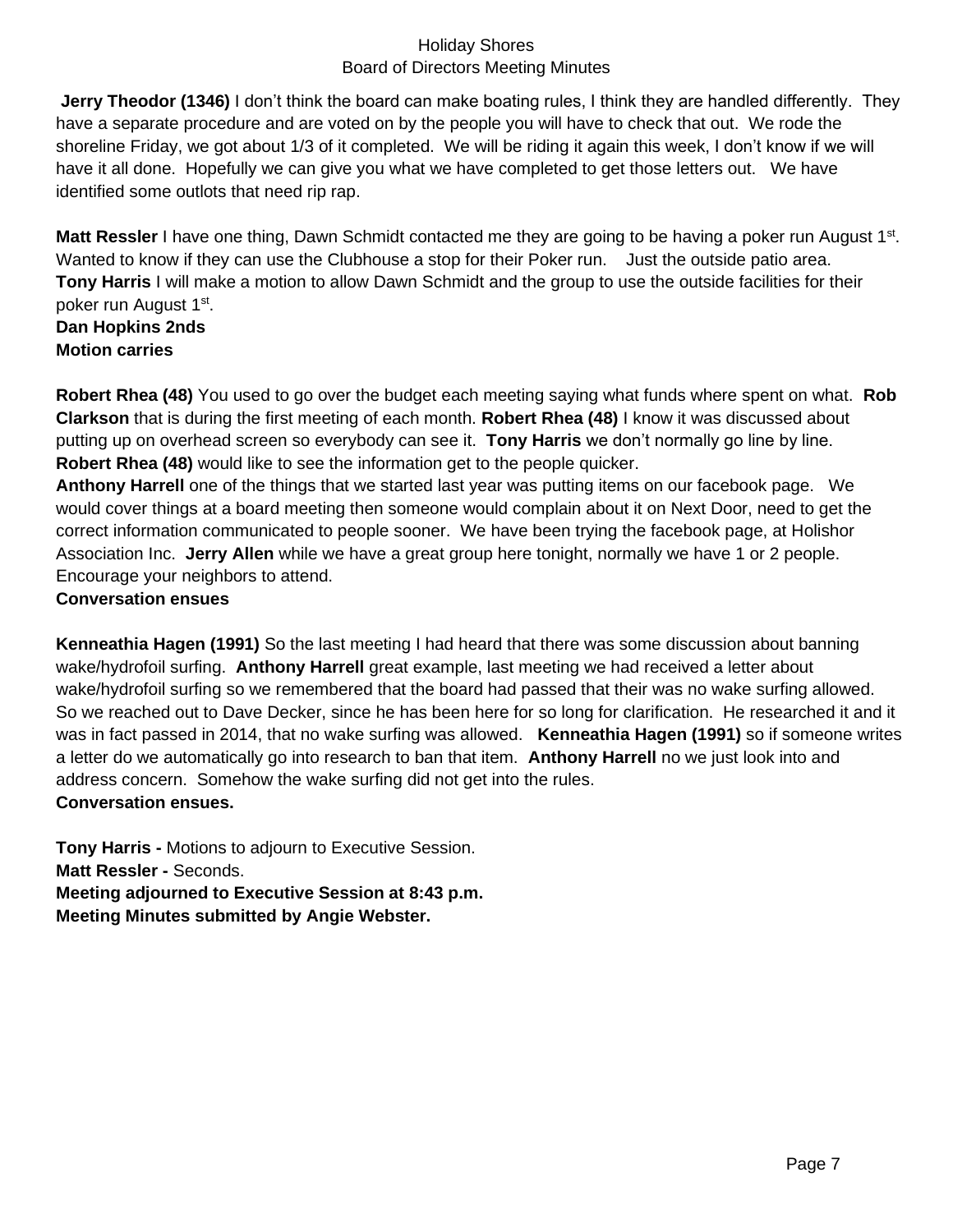**Jerry Theodor (1346)** I don't think the board can make boating rules, I think they are handled differently. They have a separate procedure and are voted on by the people you will have to check that out. We rode the shoreline Friday, we got about 1/3 of it completed. We will be riding it again this week, I don't know if we will have it all done. Hopefully we can give you what we have completed to get those letters out. We have identified some outlots that need rip rap.

**Matt Ressler** I have one thing, Dawn Schmidt contacted me they are going to be having a poker run August 1st. Wanted to know if they can use the Clubhouse a stop for their Poker run. Just the outside patio area.
**Tony Harris** I will make a motion to allow Dawn Schmidt and the group to use the outside facilities for their poker run August 1st.
**Dan Hopkins 2nds**
**Motion carries**

**Robert Rhea (48)** You used to go over the budget each meeting saying what funds where spent on what. **Rob Clarkson** that is during the first meeting of each month. **Robert Rhea (48)** I know it was discussed about putting up on overhead screen so everybody can see it. **Tony Harris** we don't normally go line by line. **Robert Rhea (48)** would like to see the information get to the people quicker.
**Anthony Harrell** one of the things that we started last year was putting items on our facebook page. We would cover things at a board meeting then someone would complain about it on Next Door, need to get the correct information communicated to people sooner. We have been trying the facebook page, at Holishor Association Inc. **Jerry Allen** while we have a great group here tonight, normally we have 1 or 2 people. Encourage your neighbors to attend.
**Conversation ensues**

**Kenneathia Hagen (1991)** So the last meeting I had heard that there was some discussion about banning wake/hydrofoil surfing. **Anthony Harrell** great example, last meeting we had received a letter about wake/hydrofoil surfing so we remembered that the board had passed that their was no wake surfing allowed. So we reached out to Dave Decker, since he has been here for so long for clarification. He researched it and it was in fact passed in 2014, that no wake surfing was allowed. **Kenneathia Hagen (1991)** so if someone writes a letter do we automatically go into research to ban that item. **Anthony Harrell** no we just look into and address concern. Somehow the wake surfing did not get into the rules.
**Conversation ensues.**

**Tony Harris -** Motions to adjourn to Executive Session.
**Matt Ressler -** Seconds.
**Meeting adjourned to Executive Session at 8:43 p.m.**
**Meeting Minutes submitted by Angie Webster.**